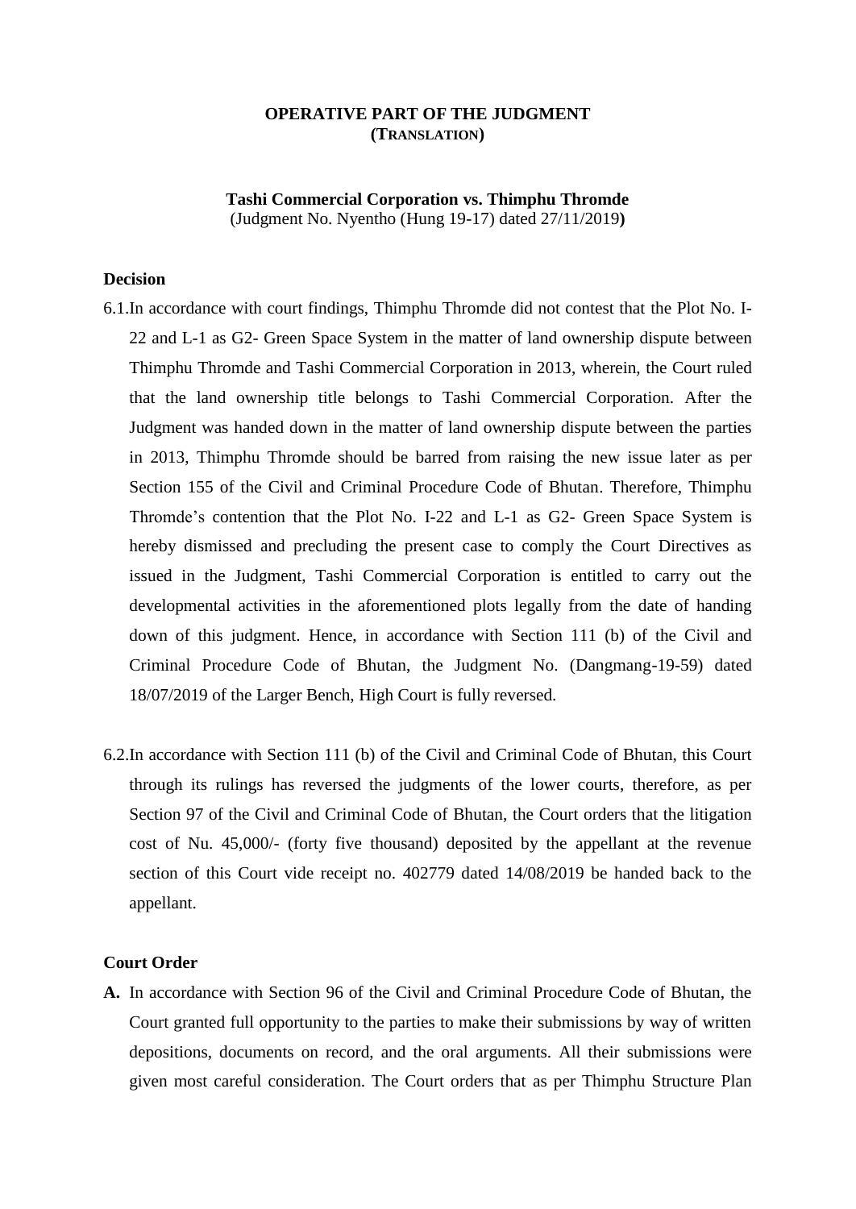**OPERATIVE PART OF THE JUDGMENT**
**(TRANSLATION)**

**Tashi Commercial Corporation vs. Thimphu Thromde**
(Judgment No. Nyentho (Hung 19-17) dated 27/11/2019**)**

**Decision**

6.1. In accordance with court findings, Thimphu Thromde did not contest that the Plot No. I-22 and L-1 as G2- Green Space System in the matter of land ownership dispute between Thimphu Thromde and Tashi Commercial Corporation in 2013, wherein, the Court ruled that the land ownership title belongs to Tashi Commercial Corporation. After the Judgment was handed down in the matter of land ownership dispute between the parties in 2013, Thimphu Thromde should be barred from raising the new issue later as per Section 155 of the Civil and Criminal Procedure Code of Bhutan. Therefore, Thimphu Thromde's contention that the Plot No. I-22 and L-1 as G2- Green Space System is hereby dismissed and precluding the present case to comply the Court Directives as issued in the Judgment, Tashi Commercial Corporation is entitled to carry out the developmental activities in the aforementioned plots legally from the date of handing down of this judgment. Hence, in accordance with Section 111 (b) of the Civil and Criminal Procedure Code of Bhutan, the Judgment No. (Dangmang-19-59) dated 18/07/2019 of the Larger Bench, High Court is fully reversed.

6.2. In accordance with Section 111 (b) of the Civil and Criminal Code of Bhutan, this Court through its rulings has reversed the judgments of the lower courts, therefore, as per Section 97 of the Civil and Criminal Code of Bhutan, the Court orders that the litigation cost of Nu. 45,000/- (forty five thousand) deposited by the appellant at the revenue section of this Court vide receipt no. 402779 dated 14/08/2019 be handed back to the appellant.

**Court Order**

**A.** In accordance with Section 96 of the Civil and Criminal Procedure Code of Bhutan, the Court granted full opportunity to the parties to make their submissions by way of written depositions, documents on record, and the oral arguments. All their submissions were given most careful consideration. The Court orders that as per Thimphu Structure Plan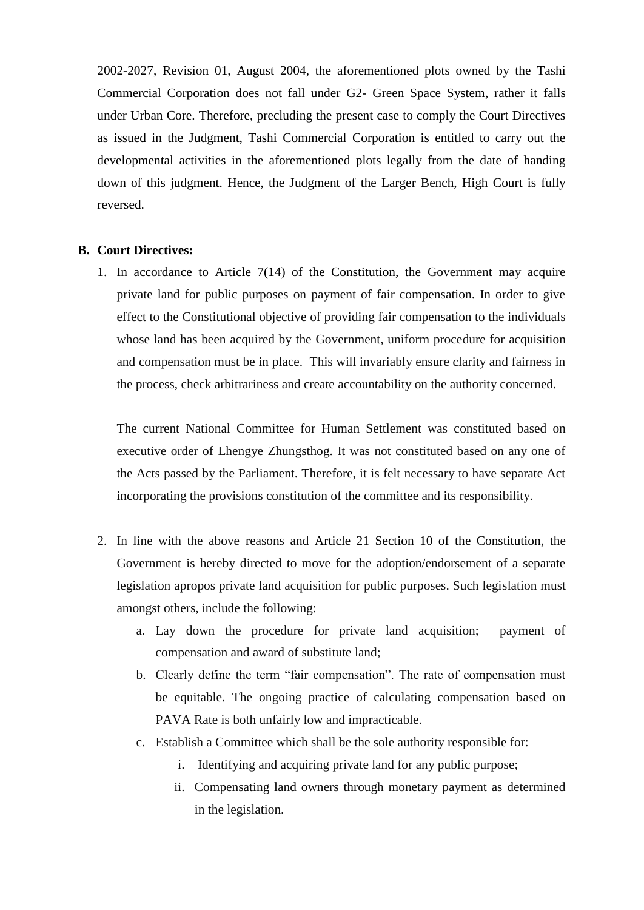2002-2027, Revision 01, August 2004, the aforementioned plots owned by the Tashi Commercial Corporation does not fall under G2- Green Space System, rather it falls under Urban Core. Therefore, precluding the present case to comply the Court Directives as issued in the Judgment, Tashi Commercial Corporation is entitled to carry out the developmental activities in the aforementioned plots legally from the date of handing down of this judgment. Hence, the Judgment of the Larger Bench, High Court is fully reversed.

**B. Court Directives:**

1. In accordance to Article 7(14) of the Constitution, the Government may acquire private land for public purposes on payment of fair compensation. In order to give effect to the Constitutional objective of providing fair compensation to the individuals whose land has been acquired by the Government, uniform procedure for acquisition and compensation must be in place. This will invariably ensure clarity and fairness in the process, check arbitrariness and create accountability on the authority concerned.

   The current National Committee for Human Settlement was constituted based on executive order of Lhengye Zhungsthog. It was not constituted based on any one of the Acts passed by the Parliament. Therefore, it is felt necessary to have separate Act incorporating the provisions constitution of the committee and its responsibility.

2. In line with the above reasons and Article 21 Section 10 of the Constitution, the Government is hereby directed to move for the adoption/endorsement of a separate legislation apropos private land acquisition for public purposes. Such legislation must amongst others, include the following:
   a. Lay down the procedure for private land acquisition; payment of compensation and award of substitute land;
   b. Clearly define the term "fair compensation". The rate of compensation must be equitable. The ongoing practice of calculating compensation based on PAVA Rate is both unfairly low and impracticable.
   c. Establish a Committee which shall be the sole authority responsible for:
      i. Identifying and acquiring private land for any public purpose;
      ii. Compensating land owners through monetary payment as determined in the legislation.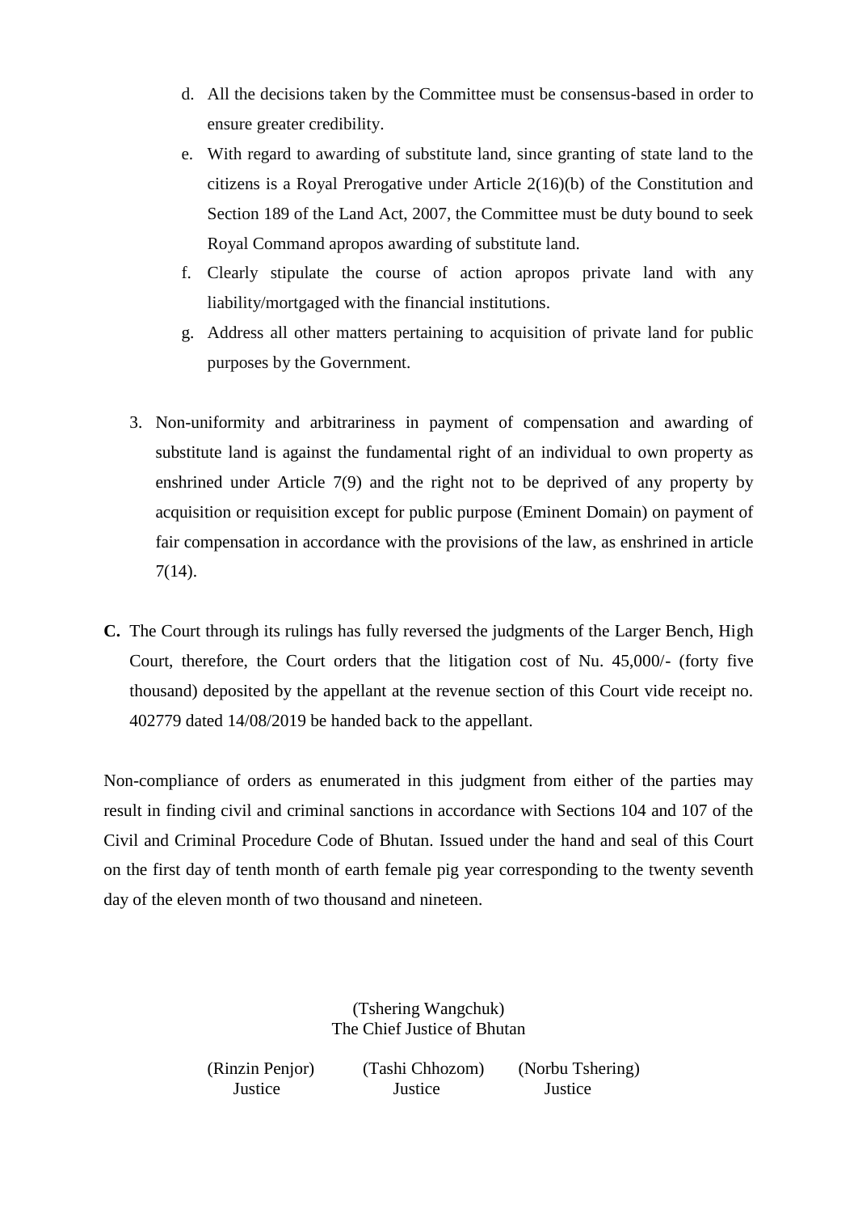d. All the decisions taken by the Committee must be consensus-based in order to ensure greater credibility.

e. With regard to awarding of substitute land, since granting of state land to the citizens is a Royal Prerogative under Article 2(16)(b) of the Constitution and Section 189 of the Land Act, 2007, the Committee must be duty bound to seek Royal Command apropos awarding of substitute land.

f. Clearly stipulate the course of action apropos private land with any liability/mortgaged with the financial institutions.

g. Address all other matters pertaining to acquisition of private land for public purposes by the Government.

3. Non-uniformity and arbitrariness in payment of compensation and awarding of substitute land is against the fundamental right of an individual to own property as enshrined under Article 7(9) and the right not to be deprived of any property by acquisition or requisition except for public purpose (Eminent Domain) on payment of fair compensation in accordance with the provisions of the law, as enshrined in article 7(14).

**C.** The Court through its rulings has fully reversed the judgments of the Larger Bench, High Court, therefore, the Court orders that the litigation cost of Nu. 45,000/- (forty five thousand) deposited by the appellant at the revenue section of this Court vide receipt no. 402779 dated 14/08/2019 be handed back to the appellant.

Non-compliance of orders as enumerated in this judgment from either of the parties may result in finding civil and criminal sanctions in accordance with Sections 104 and 107 of the Civil and Criminal Procedure Code of Bhutan. Issued under the hand and seal of this Court on the first day of tenth month of earth female pig year corresponding to the twenty seventh day of the eleven month of two thousand and nineteen.

(Tshering Wangchuk)
The Chief Justice of Bhutan

(Rinzin Penjor)
Justice

(Tashi Chhozom)
Justice

(Norbu Tshering)
Justice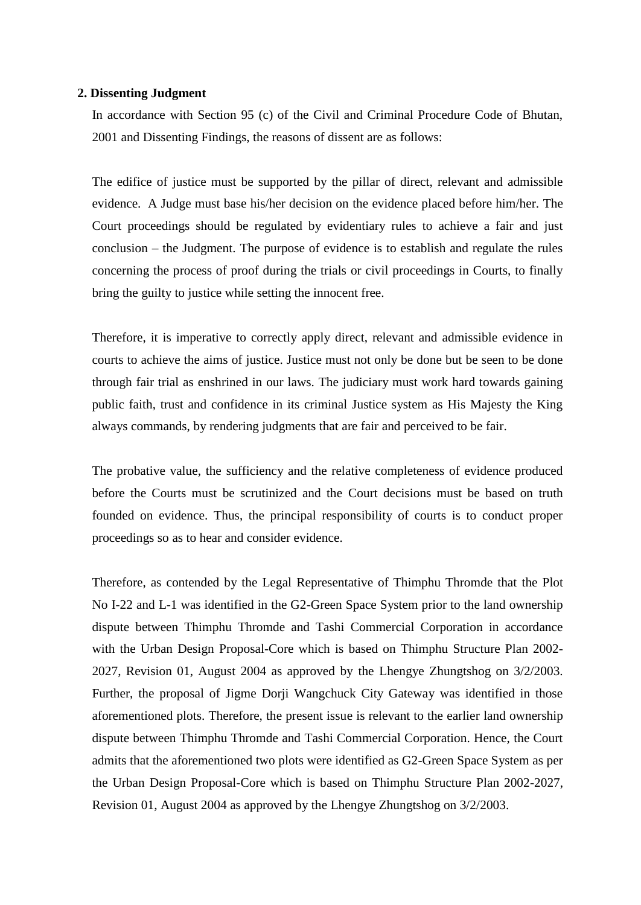**2. Dissenting Judgment**

In accordance with Section 95 (c) of the Civil and Criminal Procedure Code of Bhutan, 2001 and Dissenting Findings, the reasons of dissent are as follows:

The edifice of justice must be supported by the pillar of direct, relevant and admissible evidence. A Judge must base his/her decision on the evidence placed before him/her. The Court proceedings should be regulated by evidentiary rules to achieve a fair and just conclusion – the Judgment. The purpose of evidence is to establish and regulate the rules concerning the process of proof during the trials or civil proceedings in Courts, to finally bring the guilty to justice while setting the innocent free.

Therefore, it is imperative to correctly apply direct, relevant and admissible evidence in courts to achieve the aims of justice. Justice must not only be done but be seen to be done through fair trial as enshrined in our laws. The judiciary must work hard towards gaining public faith, trust and confidence in its criminal Justice system as His Majesty the King always commands, by rendering judgments that are fair and perceived to be fair.

The probative value, the sufficiency and the relative completeness of evidence produced before the Courts must be scrutinized and the Court decisions must be based on truth founded on evidence. Thus, the principal responsibility of courts is to conduct proper proceedings so as to hear and consider evidence.

Therefore, as contended by the Legal Representative of Thimphu Thromde that the Plot No I-22 and L-1 was identified in the G2-Green Space System prior to the land ownership dispute between Thimphu Thromde and Tashi Commercial Corporation in accordance with the Urban Design Proposal-Core which is based on Thimphu Structure Plan 2002-2027, Revision 01, August 2004 as approved by the Lhengye Zhungtshog on 3/2/2003. Further, the proposal of Jigme Dorji Wangchuck City Gateway was identified in those aforementioned plots. Therefore, the present issue is relevant to the earlier land ownership dispute between Thimphu Thromde and Tashi Commercial Corporation. Hence, the Court admits that the aforementioned two plots were identified as G2-Green Space System as per the Urban Design Proposal-Core which is based on Thimphu Structure Plan 2002-2027, Revision 01, August 2004 as approved by the Lhengye Zhungtshog on 3/2/2003.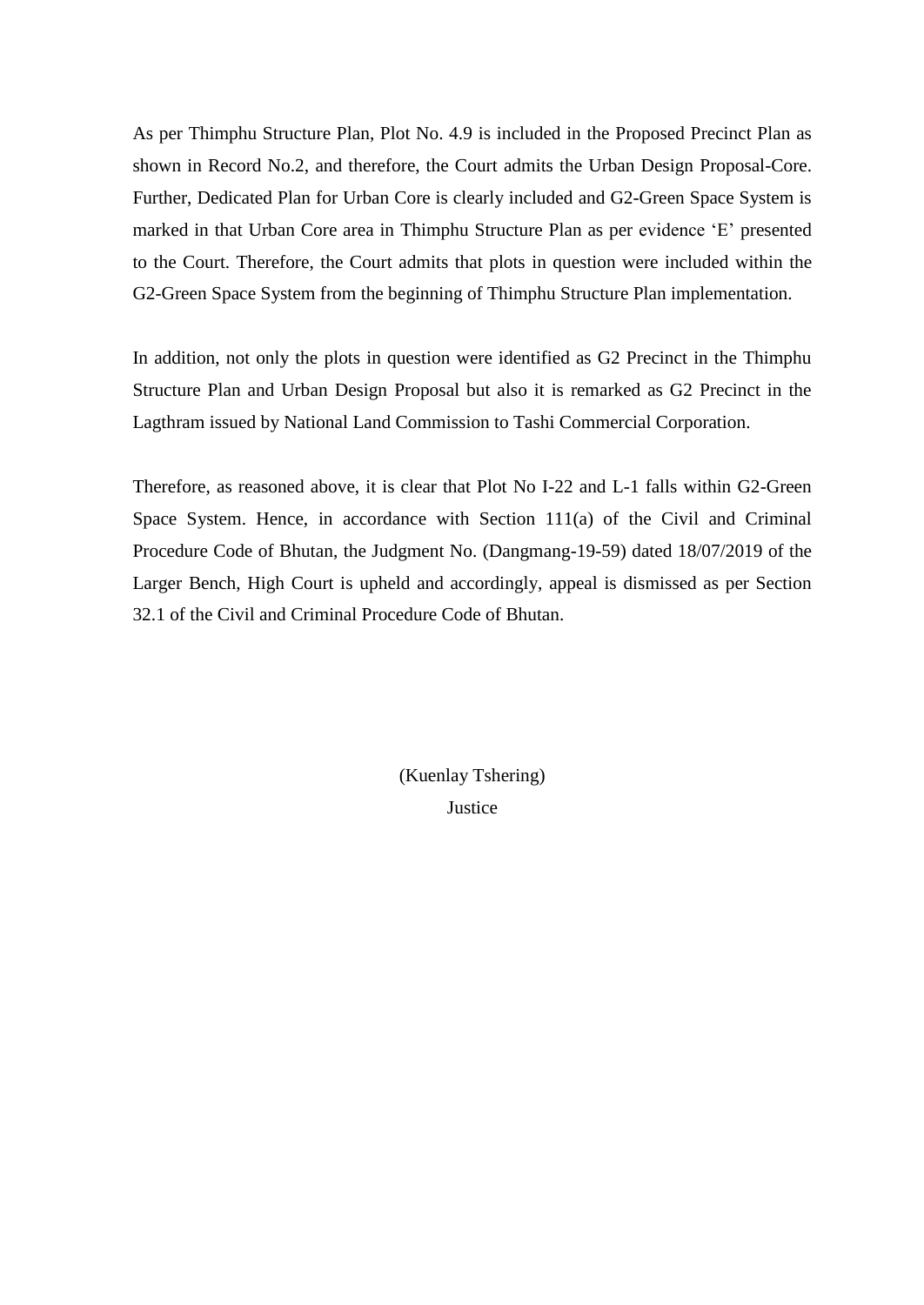As per Thimphu Structure Plan, Plot No. 4.9 is included in the Proposed Precinct Plan as shown in Record No.2, and therefore, the Court admits the Urban Design Proposal-Core. Further, Dedicated Plan for Urban Core is clearly included and G2-Green Space System is marked in that Urban Core area in Thimphu Structure Plan as per evidence 'E' presented to the Court. Therefore, the Court admits that plots in question were included within the G2-Green Space System from the beginning of Thimphu Structure Plan implementation.

In addition, not only the plots in question were identified as G2 Precinct in the Thimphu Structure Plan and Urban Design Proposal but also it is remarked as G2 Precinct in the Lagthram issued by National Land Commission to Tashi Commercial Corporation.

Therefore, as reasoned above, it is clear that Plot No I-22 and L-1 falls within G2-Green Space System. Hence, in accordance with Section 111(a) of the Civil and Criminal Procedure Code of Bhutan, the Judgment No. (Dangmang-19-59) dated 18/07/2019 of the Larger Bench, High Court is upheld and accordingly, appeal is dismissed as per Section 32.1 of the Civil and Criminal Procedure Code of Bhutan.

(Kuenlay Tshering)

Justice